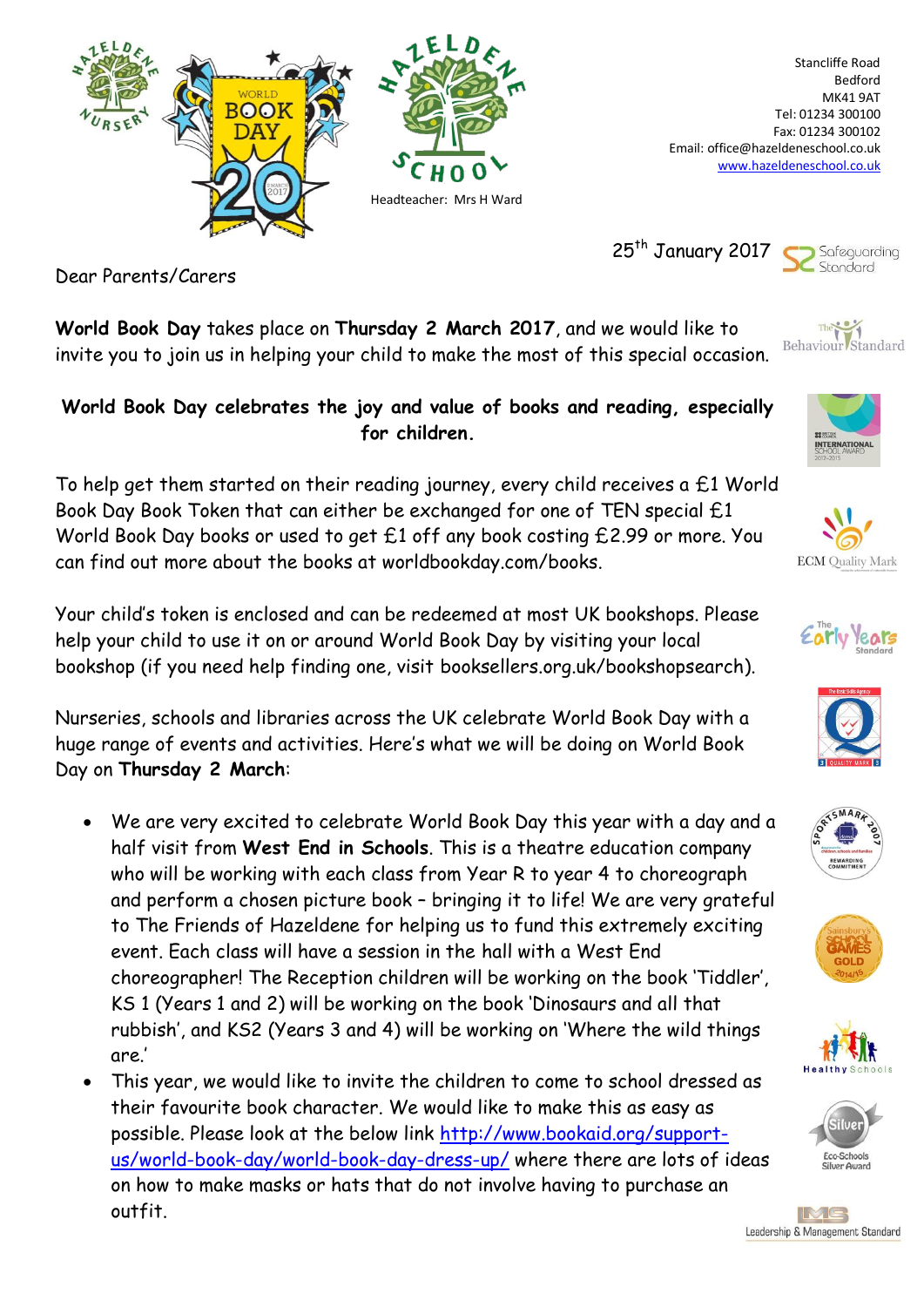Stancliffe Road
Bedford
MK41 9AT
Tel: 01234 300100
Fax: 01234 300102
Email: office@hazeldeneschool.co.uk
www.hazeldeneschool.co.uk

Headteacher: Mrs H Ward

25th January 2017

Dear Parents/Carers

**World Book Day** takes place on **Thursday 2 March 2017**, and we would like to invite you to join us in helping your child to make the most of this special occasion.

**World Book Day celebrates the joy and value of books and reading, especially for children.**

To help get them started on their reading journey, every child receives a £1 World Book Day Book Token that can either be exchanged for one of TEN special £1 World Book Day books or used to get £1 off any book costing £2.99 or more. You can find out more about the books at worldbookday.com/books.

Your child's token is enclosed and can be redeemed at most UK bookshops. Please help your child to use it on or around World Book Day by visiting your local bookshop (if you need help finding one, visit booksellers.org.uk/bookshopsearch).

Nurseries, schools and libraries across the UK celebrate World Book Day with a huge range of events and activities. Here's what we will be doing on World Book Day on **Thursday 2 March**:

- We are very excited to celebrate World Book Day this year with a day and a half visit from **West End in Schools**. This is a theatre education company who will be working with each class from Year R to year 4 to choreograph and perform a chosen picture book – bringing it to life! We are very grateful to The Friends of Hazeldene for helping us to fund this extremely exciting event. Each class will have a session in the hall with a West End choreographer! The Reception children will be working on the book 'Tiddler', KS 1 (Years 1 and 2) will be working on the book 'Dinosaurs and all that rubbish', and KS2 (Years 3 and 4) will be working on 'Where the wild things are.'
- This year, we would like to invite the children to come to school dressed as their favourite book character. We would like to make this as easy as possible. Please look at the below link http://www.bookaid.org/support-us/world-book-day/world-book-day-dress-up/ where there are lots of ideas on how to make masks or hats that do not involve having to purchase an outfit.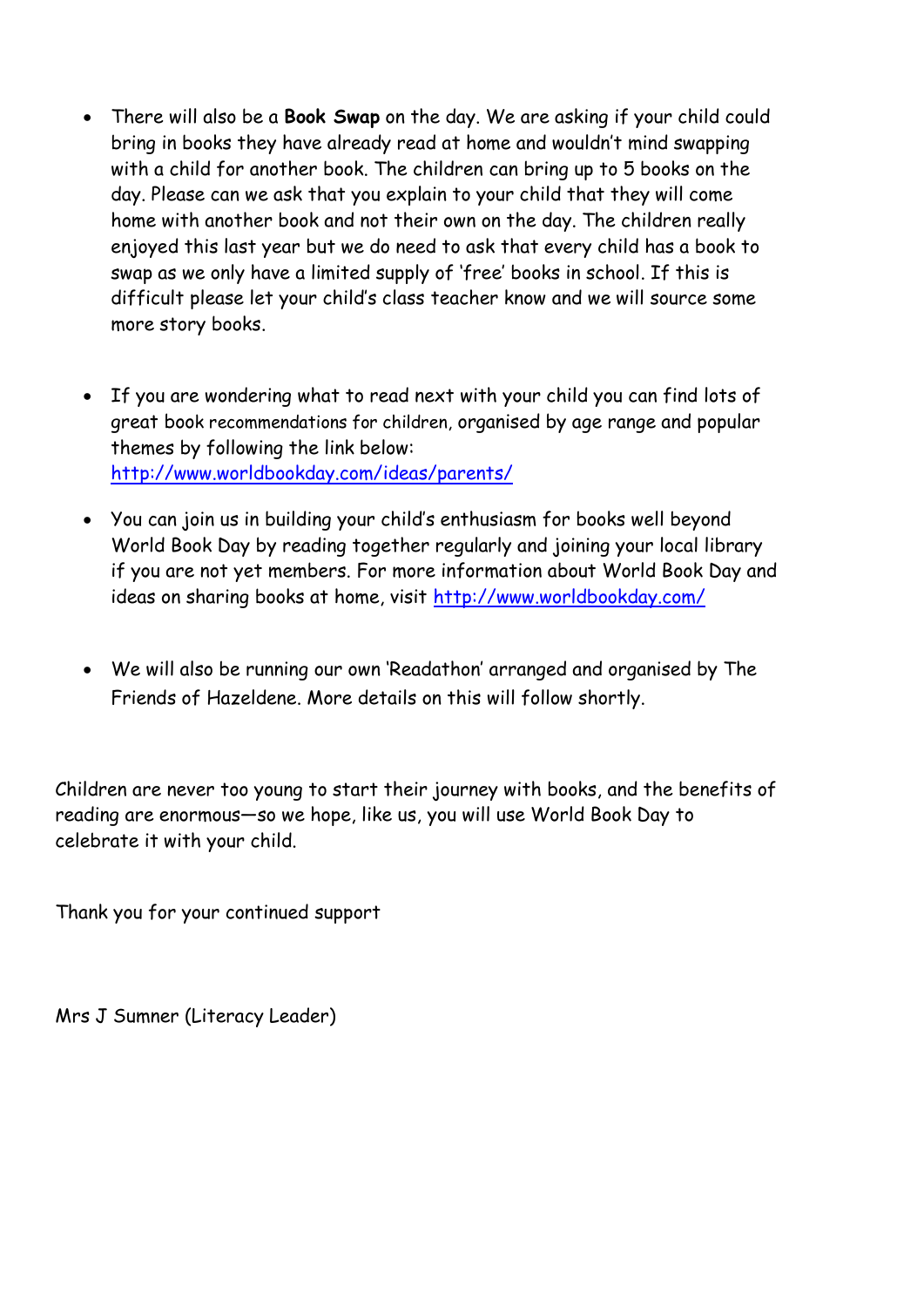- There will also be a **Book Swap** on the day. We are asking if your child could bring in books they have already read at home and wouldn't mind swapping with a child for another book. The children can bring up to 5 books on the day. Please can we ask that you explain to your child that they will come home with another book and not their own on the day. The children really enjoyed this last year but we do need to ask that every child has a book to swap as we only have a limited supply of 'free' books in school. If this is difficult please let your child's class teacher know and we will source some more story books.

- If you are wondering what to read next with your child you can find lots of great book recommendations for children, organised by age range and popular themes by following the link below: [http://www.worldbookday.com/ideas/parents/](http://www.worldbookday.com/ideas/parents/)

- You can join us in building your child's enthusiasm for books well beyond World Book Day by reading together regularly and joining your local library if you are not yet members. For more information about World Book Day and ideas on sharing books at home, visit [http://www.worldbookday.com/](http://www.worldbookday.com/)

- We will also be running our own 'Readathon' arranged and organised by The Friends of Hazeldene. More details on this will follow shortly.

Children are never too young to start their journey with books, and the benefits of reading are enormous—so we hope, like us, you will use World Book Day to celebrate it with your child.

Thank you for your continued support

Mrs J Sumner (Literacy Leader)